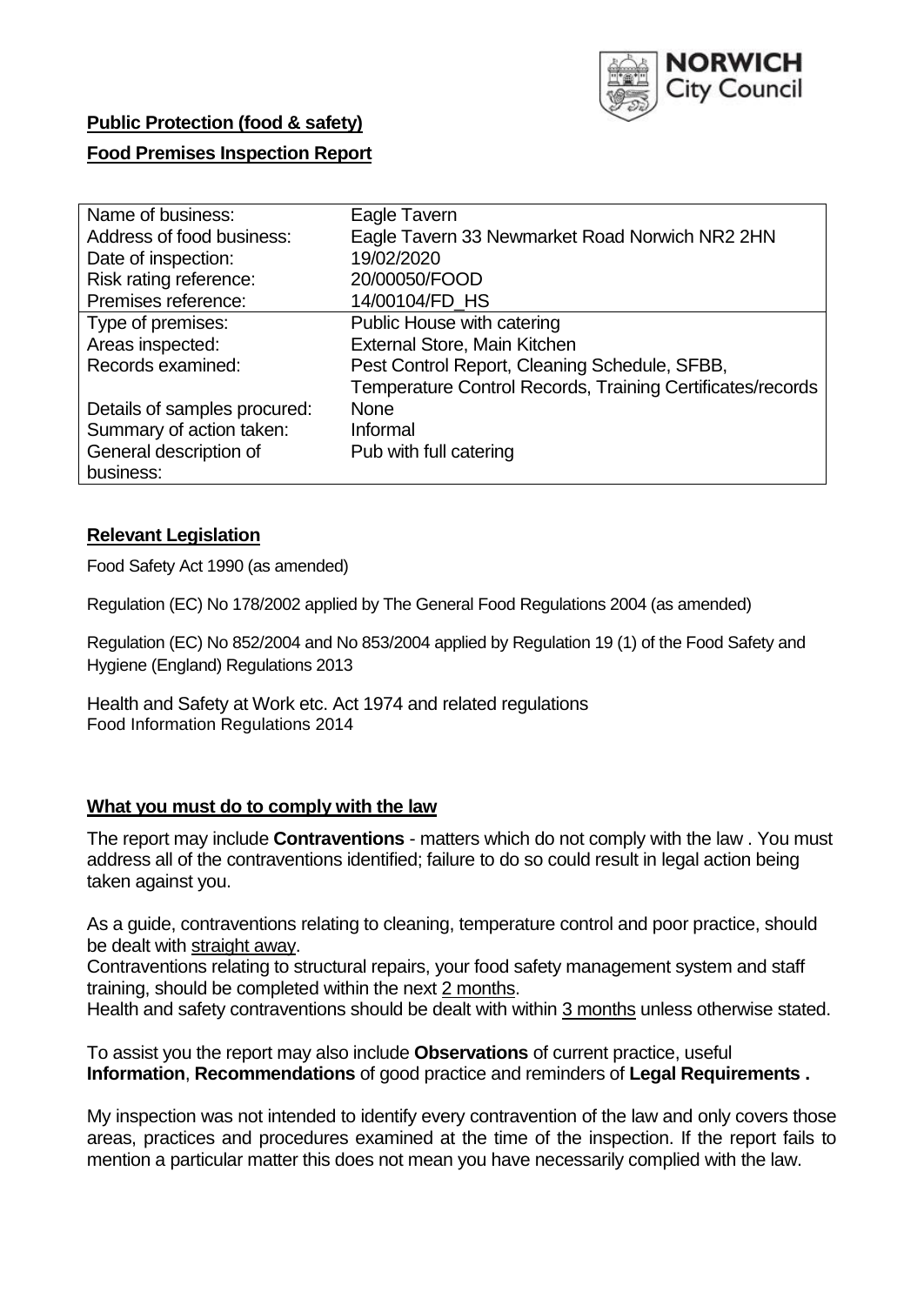NORWICH City Council

**Public Protection (food & safety)**

**Food Premises Inspection Report**

| Name of business: | Eagle Tavern |
|---|---|
| Address of food business: | Eagle Tavern 33 Newmarket Road Norwich NR2 2HN |
| Date of inspection: | 19/02/2020 |
| Risk rating reference: | 20/00050/FOOD |
| Premises reference: | 14/00104/FD_HS |
| Type of premises: | Public House with catering |
| Areas inspected: | External Store, Main Kitchen |
| Records examined: | Pest Control Report, Cleaning Schedule, SFBB, Temperature Control Records, Training Certificates/records |
| Details of samples procured: | None |
| Summary of action taken: | Informal |
| General description of business: | Pub with full catering |

## Relevant Legislation

Food Safety Act 1990 (as amended)

Regulation (EC) No 178/2002 applied by The General Food Regulations 2004 (as amended)

Regulation (EC) No 852/2004 and No 853/2004 applied by Regulation 19 (1) of the Food Safety and Hygiene (England) Regulations 2013

Health and Safety at Work etc. Act 1974 and related regulations
Food Information Regulations 2014

## What you must do to comply with the law

The report may include **Contraventions** - matters which do not comply with the law . You must address all of the contraventions identified; failure to do so could result in legal action being taken against you.

As a guide, contraventions relating to cleaning, temperature control and poor practice, should be dealt with straight away.
Contraventions relating to structural repairs, your food safety management system and staff training, should be completed within the next 2 months.
Health and safety contraventions should be dealt with within 3 months unless otherwise stated.

To assist you the report may also include **Observations** of current practice, useful **Information**, **Recommendations** of good practice and reminders of **Legal Requirements .**

My inspection was not intended to identify every contravention of the law and only covers those areas, practices and procedures examined at the time of the inspection. If the report fails to mention a particular matter this does not mean you have necessarily complied with the law.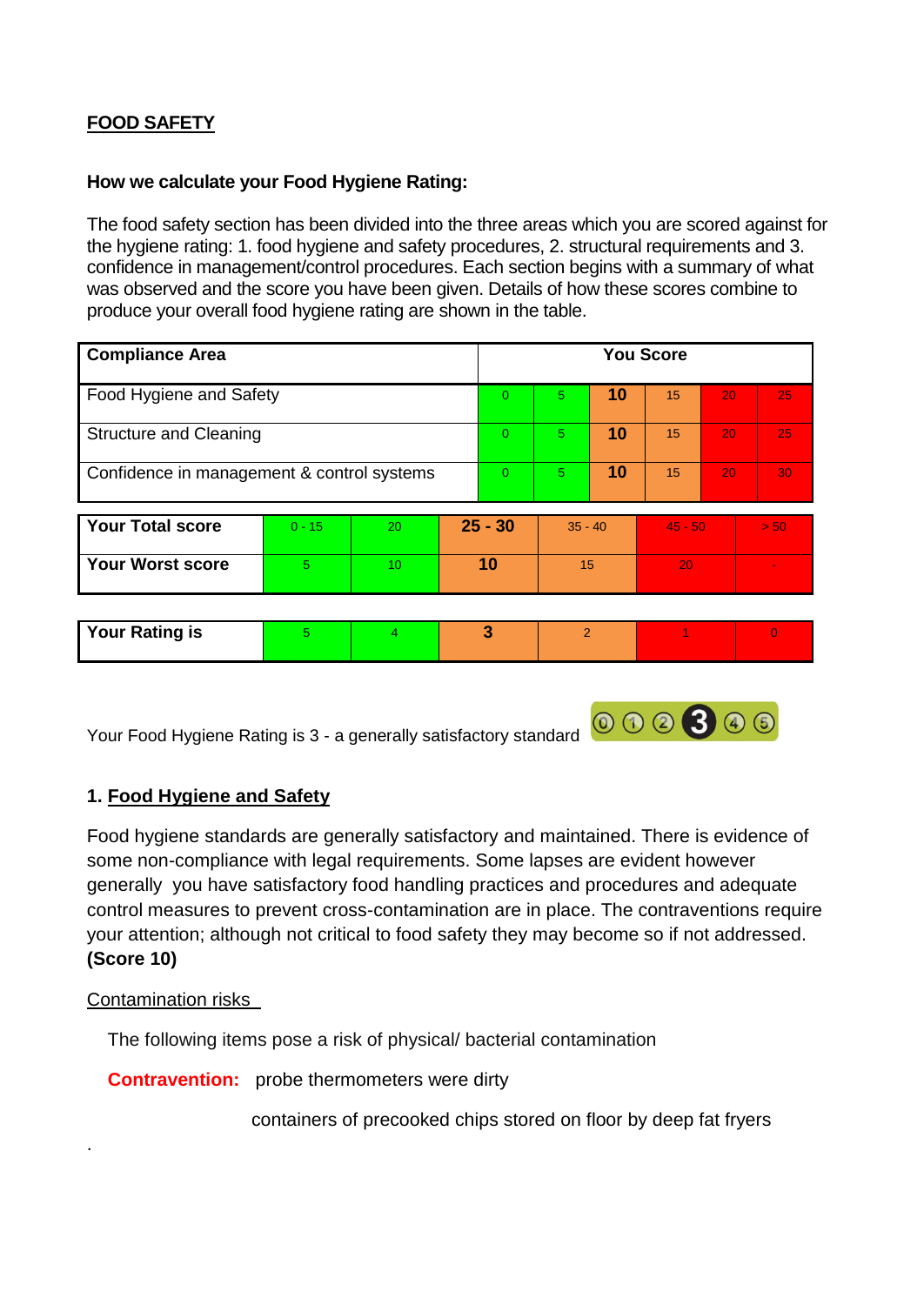**FOOD SAFETY**

**How we calculate your Food Hygiene Rating:**

The food safety section has been divided into the three areas which you are scored against for the hygiene rating: 1. food hygiene and safety procedures, 2. structural requirements and 3. confidence in management/control procedures. Each section begins with a summary of what was observed and the score you have been given. Details of how these scores combine to produce your overall food hygiene rating are shown in the table.

| Compliance Area | You Score | | | | | |
|---|---|---|---|---|---|---|
| Food Hygiene and Safety | 0 | 5 | **10** | 15 | 20 | 25 |
| Structure and Cleaning | 0 | 5 | **10** | 15 | 20 | 25 |
| Confidence in management & control systems | 0 | 5 | **10** | 15 | 20 | 30 |

| | | | | | | |
|---|---|---|---|---|---|---|
| **Your Total score** | 0 - 15 | 20 | **25 - 30** | 35 - 40 | 45 - 50 | > 50 |
| **Your Worst score** | 5 | 10 | **10** | 15 | 20 | - |

| | | | | | | |
|---|---|---|---|---|---|---|
| **Your Rating is** | 5 | 4 | **3** | 2 | 1 | 0 |

Your Food Hygiene Rating is 3 - a generally satisfactory standard

## 1. Food Hygiene and Safety

Food hygiene standards are generally satisfactory and maintained. There is evidence of some non-compliance with legal requirements. Some lapses are evident however generally you have satisfactory food handling practices and procedures and adequate control measures to prevent cross-contamination are in place. The contraventions require your attention; although not critical to food safety they may become so if not addressed. **(Score 10)**

Contamination risks

The following items pose a risk of physical/ bacterial contamination

**Contravention:** probe thermometers were dirty

containers of precooked chips stored on floor by deep fat fryers

.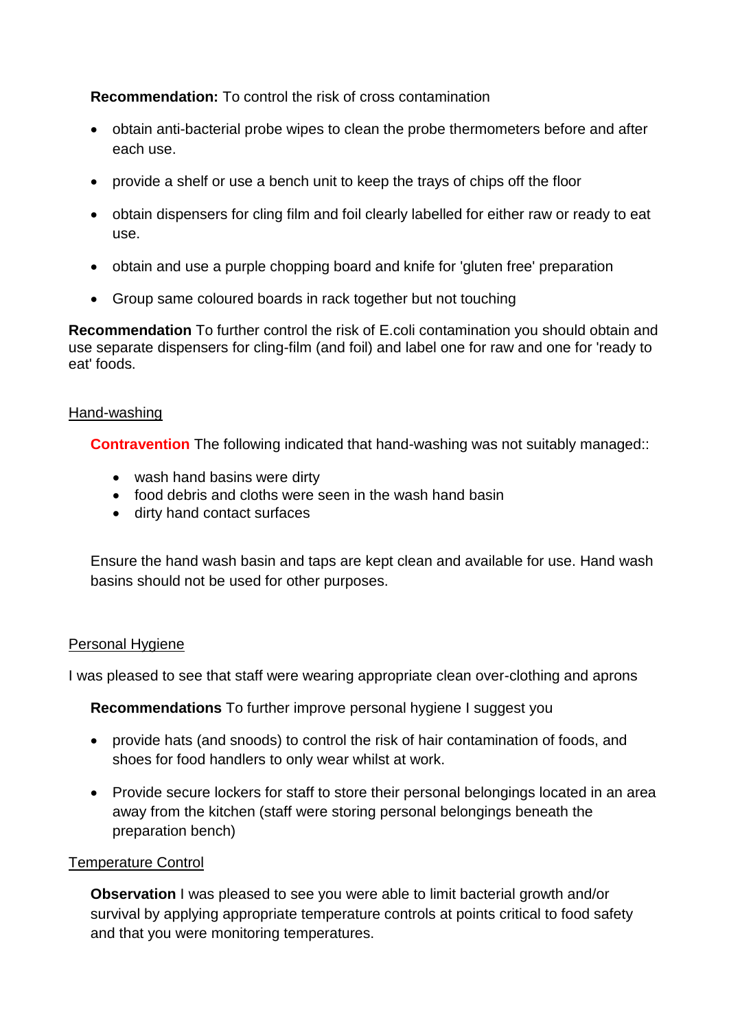**Recommendation:** To control the risk of cross contamination

- obtain anti-bacterial probe wipes to clean the probe thermometers before and after each use.
- provide a shelf or use a bench unit to keep the trays of chips off the floor
- obtain dispensers for cling film and foil clearly labelled for either raw or ready to eat use.
- obtain and use a purple chopping board and knife for 'gluten free' preparation
- Group same coloured boards in rack together but not touching

**Recommendation** To further control the risk of E.coli contamination you should obtain and use separate dispensers for cling-film (and foil) and label one for raw and one for 'ready to eat' foods.

Hand-washing

**Contravention** The following indicated that hand-washing was not suitably managed::

- wash hand basins were dirty
- food debris and cloths were seen in the wash hand basin
- dirty hand contact surfaces

Ensure the hand wash basin and taps are kept clean and available for use. Hand wash basins should not be used for other purposes.

Personal Hygiene

I was pleased to see that staff were wearing appropriate clean over-clothing and aprons

**Recommendations** To further improve personal hygiene I suggest you

- provide hats (and snoods) to control the risk of hair contamination of foods, and shoes for food handlers to only wear whilst at work.
- Provide secure lockers for staff to store their personal belongings located in an area away from the kitchen (staff were storing personal belongings beneath the preparation bench)

Temperature Control

**Observation** I was pleased to see you were able to limit bacterial growth and/or survival by applying appropriate temperature controls at points critical to food safety and that you were monitoring temperatures.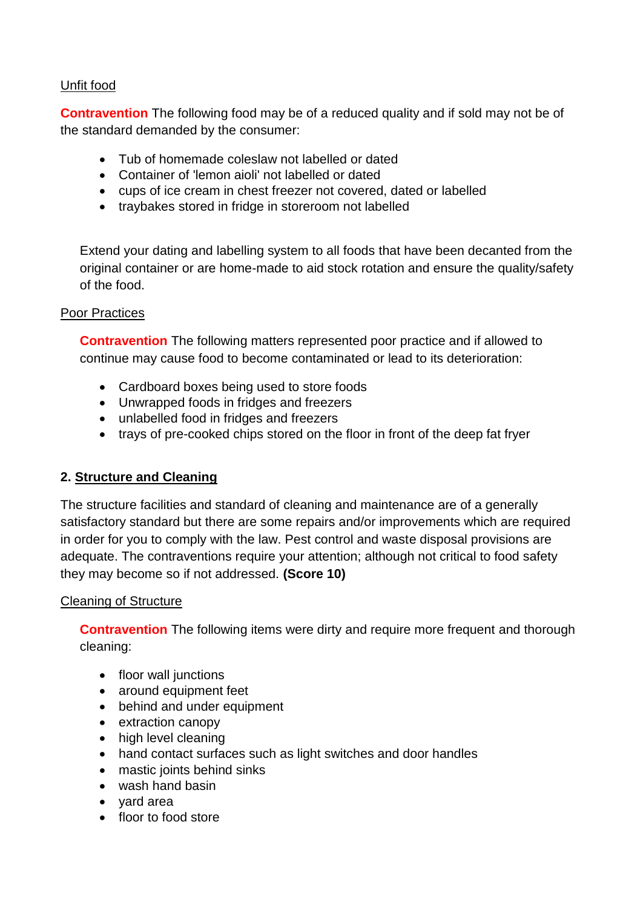Unfit food

**Contravention** The following food may be of a reduced quality and if sold may not be of the standard demanded by the consumer:

- Tub of homemade coleslaw not labelled or dated
- Container of 'lemon aioli' not labelled or dated
- cups of ice cream in chest freezer not covered, dated or labelled
- traybakes stored in fridge in storeroom not labelled

Extend your dating and labelling system to all foods that have been decanted from the original container or are home-made to aid stock rotation and ensure the quality/safety of the food.

Poor Practices

**Contravention** The following matters represented poor practice and if allowed to continue may cause food to become contaminated or lead to its deterioration:

- Cardboard boxes being used to store foods
- Unwrapped foods in fridges and freezers
- unlabelled food in fridges and freezers
- trays of pre-cooked chips stored on the floor in front of the deep fat fryer

## 2. Structure and Cleaning

The structure facilities and standard of cleaning and maintenance are of a generally satisfactory standard but there are some repairs and/or improvements which are required in order for you to comply with the law. Pest control and waste disposal provisions are adequate. The contraventions require your attention; although not critical to food safety they may become so if not addressed. **(Score 10)**

Cleaning of Structure

**Contravention** The following items were dirty and require more frequent and thorough cleaning:

- floor wall junctions
- around equipment feet
- behind and under equipment
- extraction canopy
- high level cleaning
- hand contact surfaces such as light switches and door handles
- mastic joints behind sinks
- wash hand basin
- yard area
- floor to food store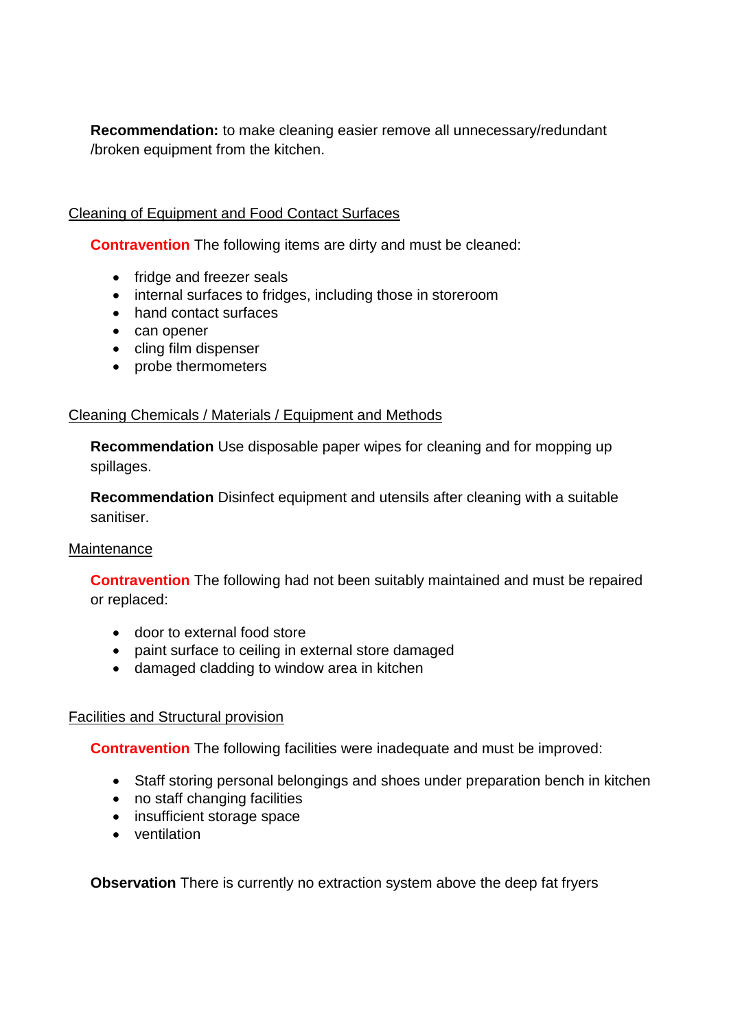**Recommendation:** to make cleaning easier remove all unnecessary/redundant /broken equipment from the kitchen.

## Cleaning of Equipment and Food Contact Surfaces

**Contravention** The following items are dirty and must be cleaned:

- fridge and freezer seals
- internal surfaces to fridges, including those in storeroom
- hand contact surfaces
- can opener
- cling film dispenser
- probe thermometers

## Cleaning Chemicals / Materials / Equipment and Methods

**Recommendation** Use disposable paper wipes for cleaning and for mopping up spillages.

**Recommendation** Disinfect equipment and utensils after cleaning with a suitable sanitiser.

## Maintenance

**Contravention** The following had not been suitably maintained and must be repaired or replaced:

- door to external food store
- paint surface to ceiling in external store damaged
- damaged cladding to window area in kitchen

## Facilities and Structural provision

**Contravention** The following facilities were inadequate and must be improved:

- Staff storing personal belongings and shoes under preparation bench in kitchen
- no staff changing facilities
- insufficient storage space
- ventilation

**Observation** There is currently no extraction system above the deep fat fryers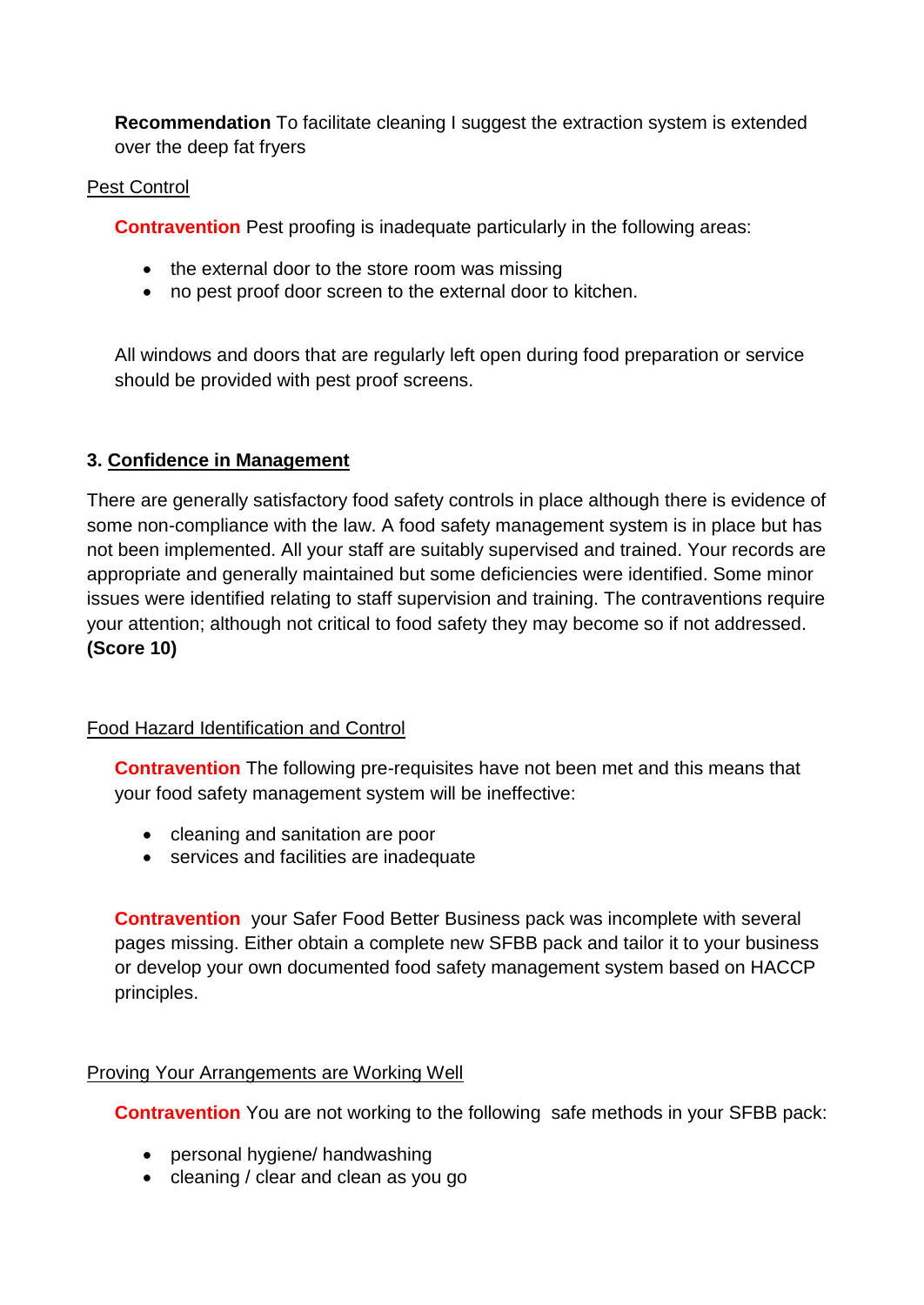**Recommendation** To facilitate cleaning I suggest the extraction system is extended over the deep fat fryers

Pest Control

**Contravention** Pest proofing is inadequate particularly in the following areas:

- the external door to the store room was missing
- no pest proof door screen to the external door to kitchen.

All windows and doors that are regularly left open during food preparation or service should be provided with pest proof screens.

### 3. Confidence in Management

There are generally satisfactory food safety controls in place although there is evidence of some non-compliance with the law. A food safety management system is in place but has not been implemented. All your staff are suitably supervised and trained. Your records are appropriate and generally maintained but some deficiencies were identified. Some minor issues were identified relating to staff supervision and training. The contraventions require your attention; although not critical to food safety they may become so if not addressed. **(Score 10)**

Food Hazard Identification and Control

**Contravention** The following pre-requisites have not been met and this means that your food safety management system will be ineffective:

- cleaning and sanitation are poor
- services and facilities are inadequate

**Contravention** your Safer Food Better Business pack was incomplete with several pages missing. Either obtain a complete new SFBB pack and tailor it to your business or develop your own documented food safety management system based on HACCP principles.

Proving Your Arrangements are Working Well

**Contravention** You are not working to the following safe methods in your SFBB pack:

- personal hygiene/ handwashing
- cleaning / clear and clean as you go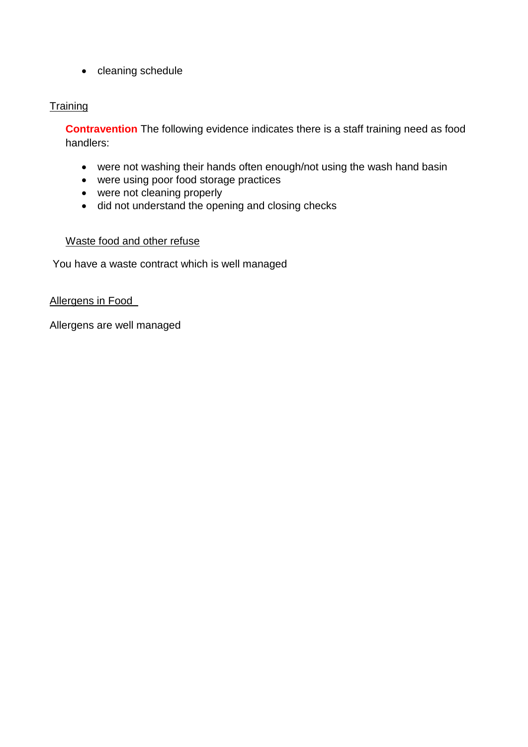- cleaning schedule

Training

**Contravention** The following evidence indicates there is a staff training need as food handlers:

- were not washing their hands often enough/not using the wash hand basin
- were using poor food storage practices
- were not cleaning properly
- did not understand the opening and closing checks

Waste food and other refuse

You have a waste contract which is well managed

Allergens in Food

Allergens are well managed